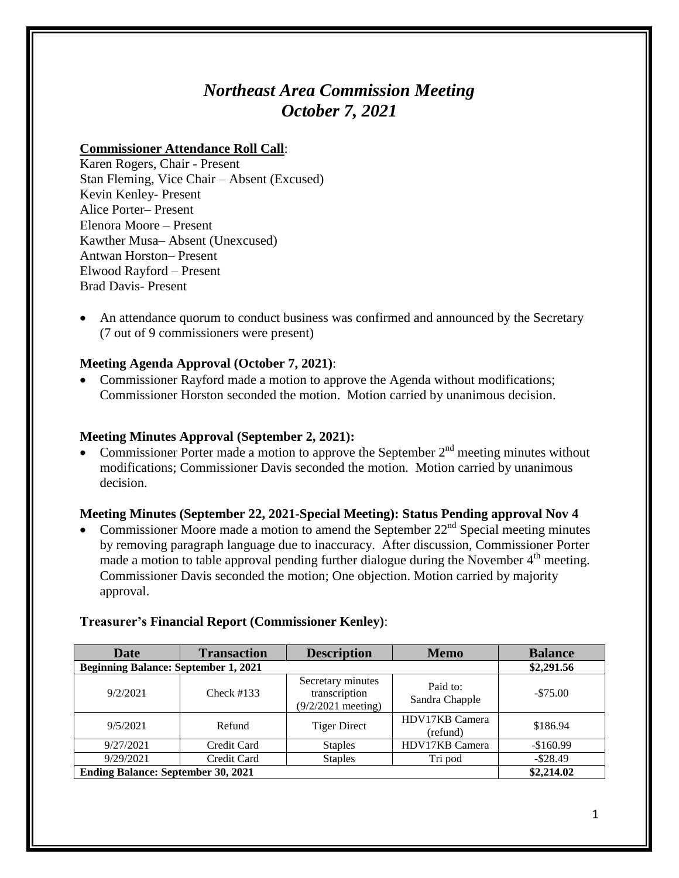# *Northeast Area Commission Meeting*
# *October 7, 2021*

**Commissioner Attendance Roll Call**:

Karen Rogers, Chair - Present
Stan Fleming, Vice Chair – Absent (Excused)
Kevin Kenley- Present
Alice Porter– Present
Elenora Moore – Present
Kawther Musa– Absent (Unexcused)
Antwan Horston– Present
Elwood Rayford – Present
Brad Davis- Present

- An attendance quorum to conduct business was confirmed and announced by the Secretary (7 out of 9 commissioners were present)

**Meeting Agenda Approval (October 7, 2021)**:

- Commissioner Rayford made a motion to approve the Agenda without modifications; Commissioner Horston seconded the motion. Motion carried by unanimous decision.

**Meeting Minutes Approval (September 2, 2021):**

- Commissioner Porter made a motion to approve the September 2nd meeting minutes without modifications; Commissioner Davis seconded the motion. Motion carried by unanimous decision.

**Meeting Minutes (September 22, 2021-Special Meeting): Status Pending approval Nov 4**

- Commissioner Moore made a motion to amend the September 22nd Special meeting minutes by removing paragraph language due to inaccuracy. After discussion, Commissioner Porter made a motion to table approval pending further dialogue during the November 4th meeting. Commissioner Davis seconded the motion; One objection. Motion carried by majority approval.

**Treasurer's Financial Report (Commissioner Kenley)**:

| Date | Transaction | Description | Memo | Balance |
|---|---|---|---|---|
| **Beginning Balance: September 1, 2021** | | | | **$2,291.56** |
| 9/2/2021 | Check #133 | Secretary minutes transcription (9/2/2021 meeting) | Paid to: Sandra Chapple | -$75.00 |
| 9/5/2021 | Refund | Tiger Direct | HDV17KB Camera (refund) | $186.94 |
| 9/27/2021 | Credit Card | Staples | HDV17KB Camera | -$160.99 |
| 9/29/2021 | Credit Card | Staples | Tri pod | -$28.49 |
| **Ending Balance: September 30, 2021** | | | | **$2,214.02** |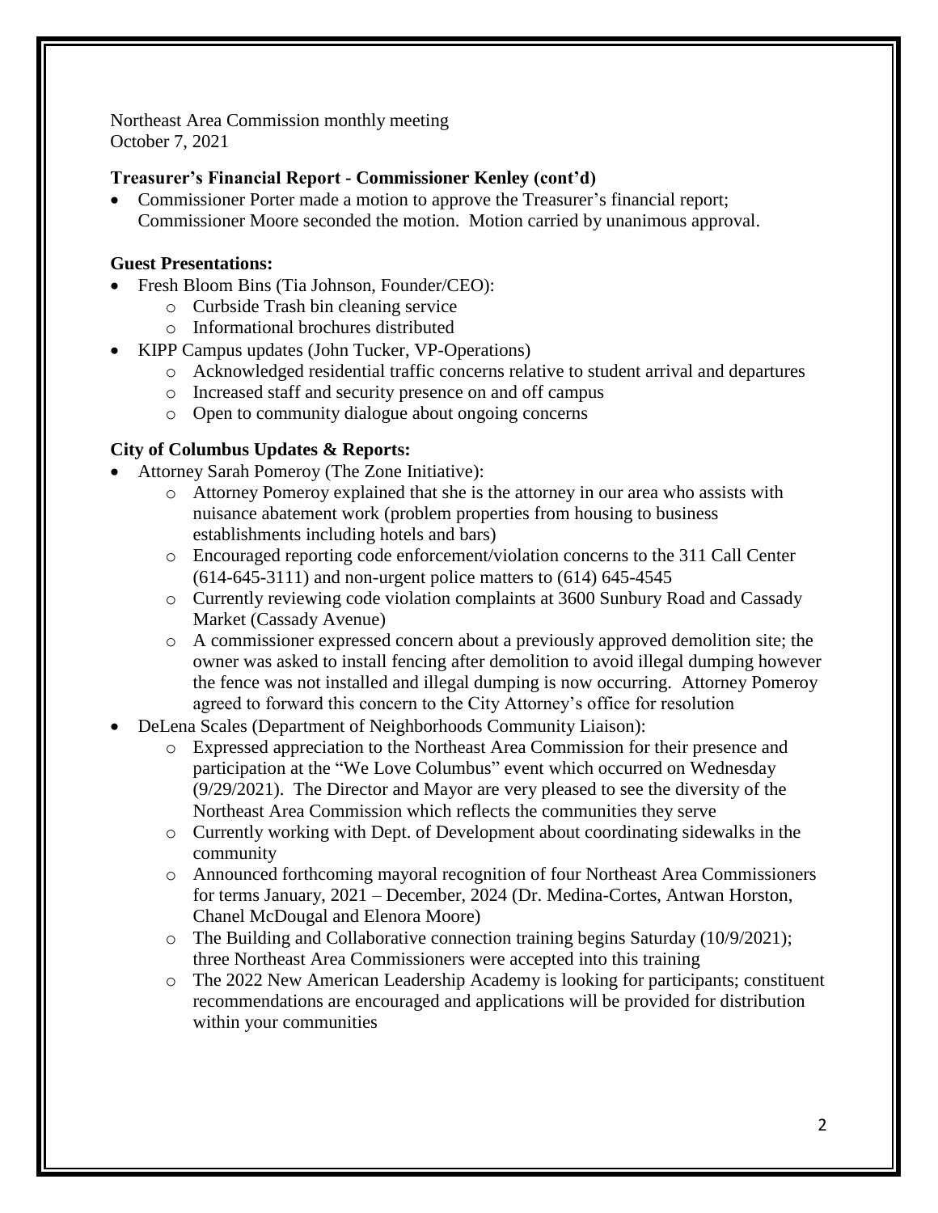Northeast Area Commission monthly meeting
October 7, 2021

**Treasurer's Financial Report - Commissioner Kenley (cont'd)**

- Commissioner Porter made a motion to approve the Treasurer's financial report; Commissioner Moore seconded the motion. Motion carried by unanimous approval.

**Guest Presentations:**

- Fresh Bloom Bins (Tia Johnson, Founder/CEO):
    - Curbside Trash bin cleaning service
    - Informational brochures distributed
- KIPP Campus updates (John Tucker, VP-Operations)
    - Acknowledged residential traffic concerns relative to student arrival and departures
    - Increased staff and security presence on and off campus
    - Open to community dialogue about ongoing concerns

**City of Columbus Updates & Reports:**

- Attorney Sarah Pomeroy (The Zone Initiative):
    - Attorney Pomeroy explained that she is the attorney in our area who assists with nuisance abatement work (problem properties from housing to business establishments including hotels and bars)
    - Encouraged reporting code enforcement/violation concerns to the 311 Call Center (614-645-3111) and non-urgent police matters to (614) 645-4545
    - Currently reviewing code violation complaints at 3600 Sunbury Road and Cassady Market (Cassady Avenue)
    - A commissioner expressed concern about a previously approved demolition site; the owner was asked to install fencing after demolition to avoid illegal dumping however the fence was not installed and illegal dumping is now occurring. Attorney Pomeroy agreed to forward this concern to the City Attorney's office for resolution
- DeLena Scales (Department of Neighborhoods Community Liaison):
    - Expressed appreciation to the Northeast Area Commission for their presence and participation at the "We Love Columbus" event which occurred on Wednesday (9/29/2021). The Director and Mayor are very pleased to see the diversity of the Northeast Area Commission which reflects the communities they serve
    - Currently working with Dept. of Development about coordinating sidewalks in the community
    - Announced forthcoming mayoral recognition of four Northeast Area Commissioners for terms January, 2021 – December, 2024 (Dr. Medina-Cortes, Antwan Horston, Chanel McDougal and Elenora Moore)
    - The Building and Collaborative connection training begins Saturday (10/9/2021); three Northeast Area Commissioners were accepted into this training
    - The 2022 New American Leadership Academy is looking for participants; constituent recommendations are encouraged and applications will be provided for distribution within your communities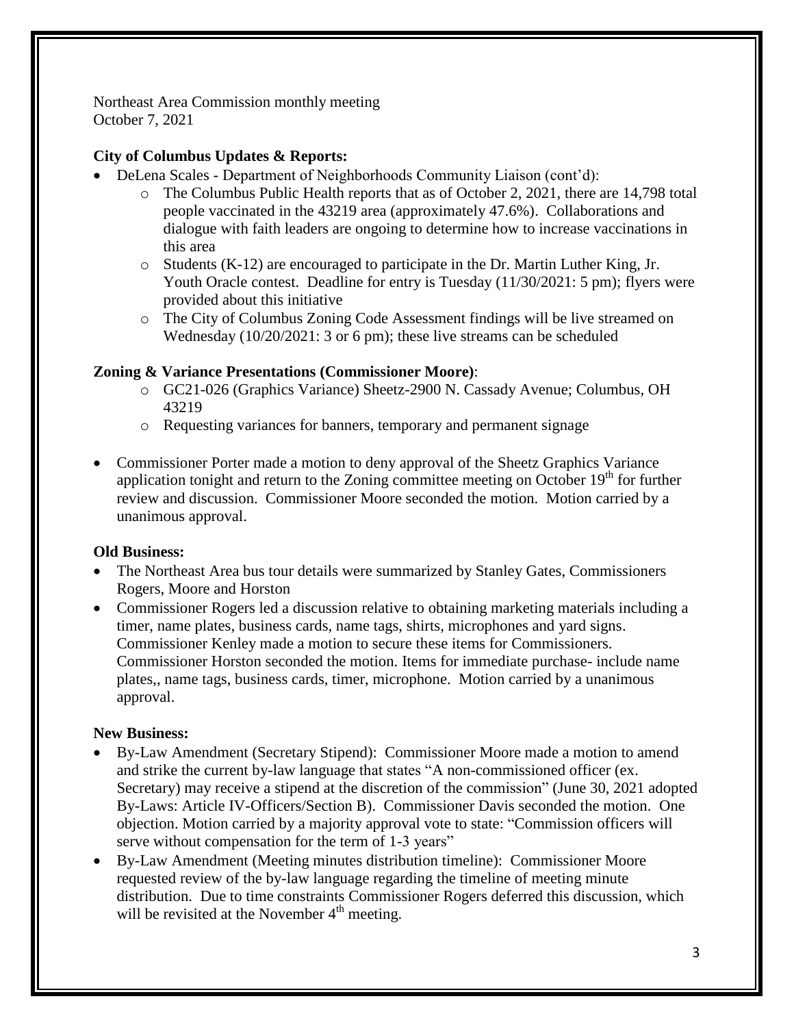Northeast Area Commission monthly meeting
October 7, 2021

**City of Columbus Updates & Reports:**

- DeLena Scales - Department of Neighborhoods Community Liaison (cont'd):
    - The Columbus Public Health reports that as of October 2, 2021, there are 14,798 total people vaccinated in the 43219 area (approximately 47.6%). Collaborations and dialogue with faith leaders are ongoing to determine how to increase vaccinations in this area
    - Students (K-12) are encouraged to participate in the Dr. Martin Luther King, Jr. Youth Oracle contest. Deadline for entry is Tuesday (11/30/2021: 5 pm); flyers were provided about this initiative
    - The City of Columbus Zoning Code Assessment findings will be live streamed on Wednesday (10/20/2021: 3 or 6 pm); these live streams can be scheduled

**Zoning & Variance Presentations (Commissioner Moore)**:

- GC21-026 (Graphics Variance) Sheetz-2900 N. Cassady Avenue; Columbus, OH 43219
- Requesting variances for banners, temporary and permanent signage

- Commissioner Porter made a motion to deny approval of the Sheetz Graphics Variance application tonight and return to the Zoning committee meeting on October 19th for further review and discussion. Commissioner Moore seconded the motion. Motion carried by a unanimous approval.

**Old Business:**

- The Northeast Area bus tour details were summarized by Stanley Gates, Commissioners Rogers, Moore and Horston
- Commissioner Rogers led a discussion relative to obtaining marketing materials including a timer, name plates, business cards, name tags, shirts, microphones and yard signs. Commissioner Kenley made a motion to secure these items for Commissioners. Commissioner Horston seconded the motion. Items for immediate purchase- include name plates,, name tags, business cards, timer, microphone. Motion carried by a unanimous approval.

**New Business:**

- By-Law Amendment (Secretary Stipend): Commissioner Moore made a motion to amend and strike the current by-law language that states "A non-commissioned officer (ex. Secretary) may receive a stipend at the discretion of the commission" (June 30, 2021 adopted By-Laws: Article IV-Officers/Section B). Commissioner Davis seconded the motion. One objection. Motion carried by a majority approval vote to state: "Commission officers will serve without compensation for the term of 1-3 years"
- By-Law Amendment (Meeting minutes distribution timeline): Commissioner Moore requested review of the by-law language regarding the timeline of meeting minute distribution. Due to time constraints Commissioner Rogers deferred this discussion, which will be revisited at the November 4th meeting.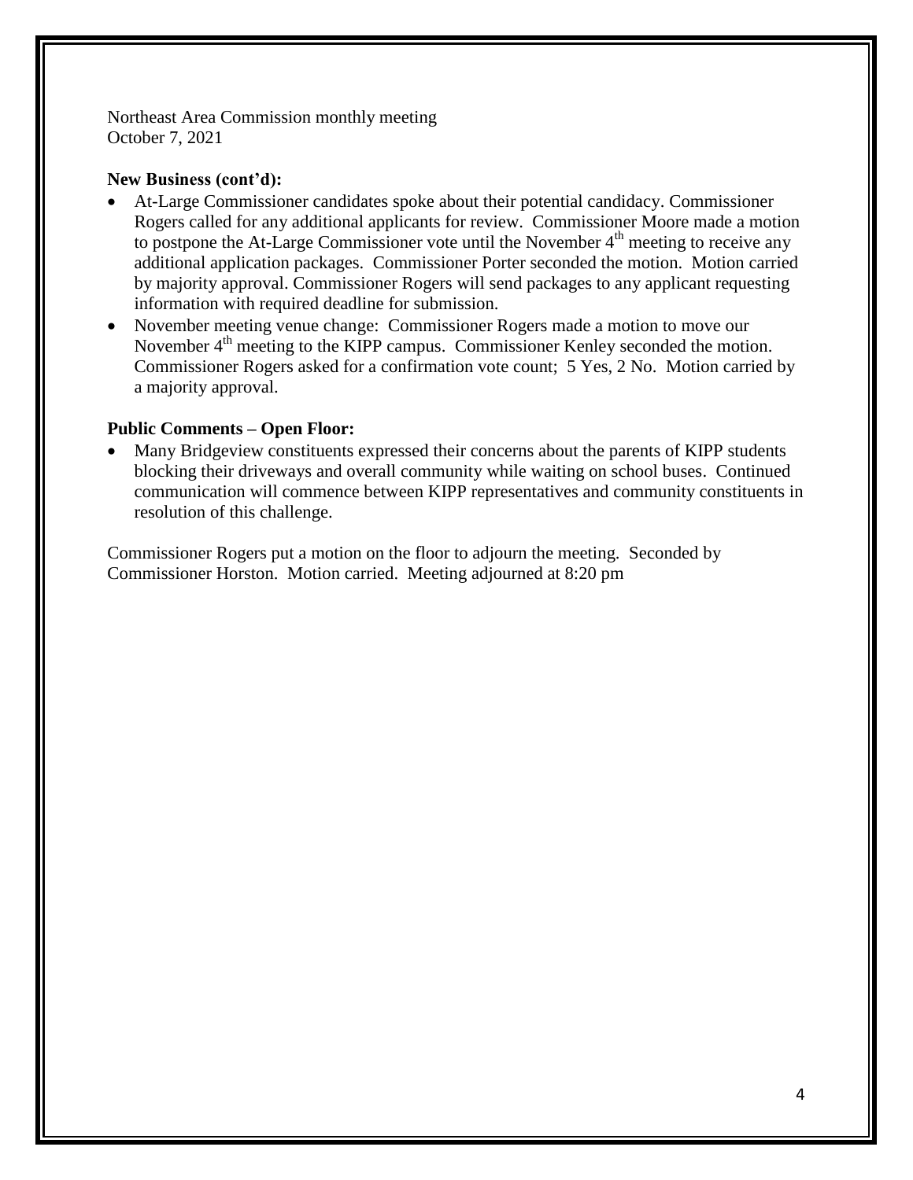Northeast Area Commission monthly meeting
October 7, 2021

**New Business (cont'd):**

- At-Large Commissioner candidates spoke about their potential candidacy. Commissioner Rogers called for any additional applicants for review. Commissioner Moore made a motion to postpone the At-Large Commissioner vote until the November 4th meeting to receive any additional application packages. Commissioner Porter seconded the motion. Motion carried by majority approval. Commissioner Rogers will send packages to any applicant requesting information with required deadline for submission.
- November meeting venue change: Commissioner Rogers made a motion to move our November 4th meeting to the KIPP campus. Commissioner Kenley seconded the motion. Commissioner Rogers asked for a confirmation vote count; 5 Yes, 2 No. Motion carried by a majority approval.

**Public Comments – Open Floor:**

- Many Bridgeview constituents expressed their concerns about the parents of KIPP students blocking their driveways and overall community while waiting on school buses. Continued communication will commence between KIPP representatives and community constituents in resolution of this challenge.

Commissioner Rogers put a motion on the floor to adjourn the meeting. Seconded by Commissioner Horston. Motion carried. Meeting adjourned at 8:20 pm